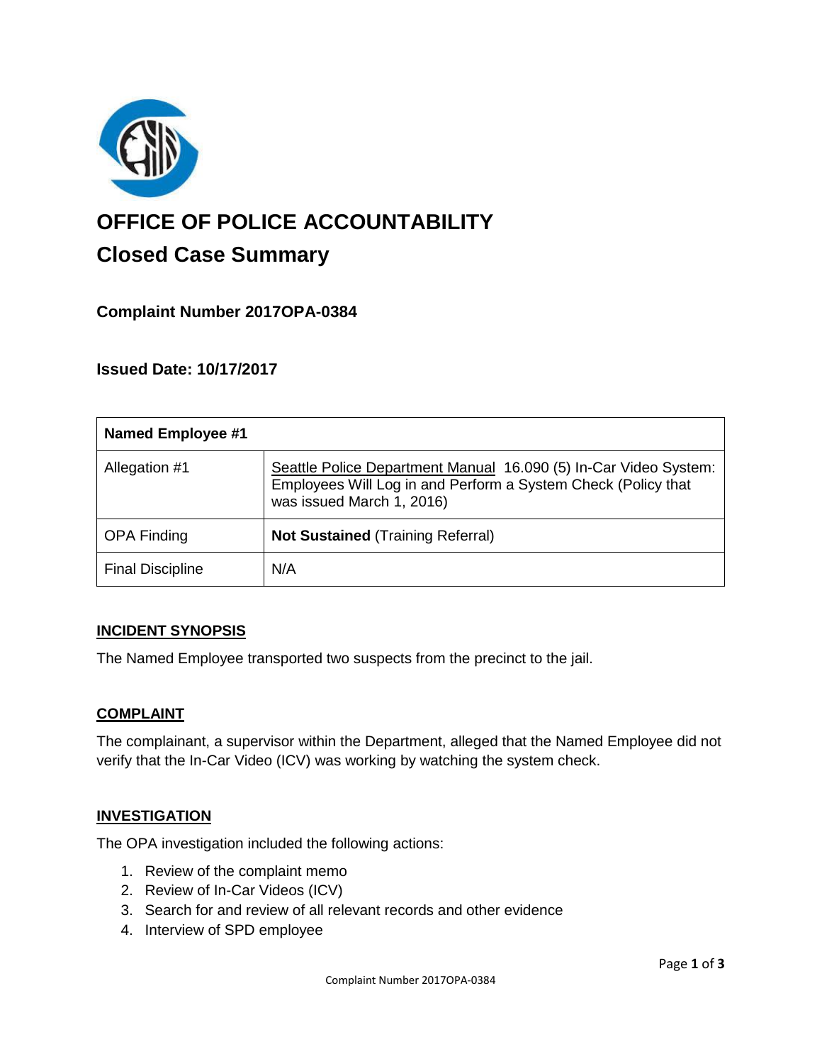# OFFICE OF POLICE ACCOUNTABILITY

## Closed Case Summary

### Complaint Number 2017OPA-0384

### Issued Date: 10/17/2017

| Named Employee #1 | |
|---|---|
| Allegation #1 | Seattle Police Department Manual 16.090 (5) In-Car Video System: Employees Will Log in and Perform a System Check (Policy that was issued March 1, 2016) |
| OPA Finding | **Not Sustained** (Training Referral) |
| Final Discipline | N/A |

**INCIDENT SYNOPSIS**

The Named Employee transported two suspects from the precinct to the jail.

**COMPLAINT**

The complainant, a supervisor within the Department, alleged that the Named Employee did not verify that the In-Car Video (ICV) was working by watching the system check.

**INVESTIGATION**

The OPA investigation included the following actions:

1. Review of the complaint memo
2. Review of In-Car Videos (ICV)
3. Search for and review of all relevant records and other evidence
4. Interview of SPD employee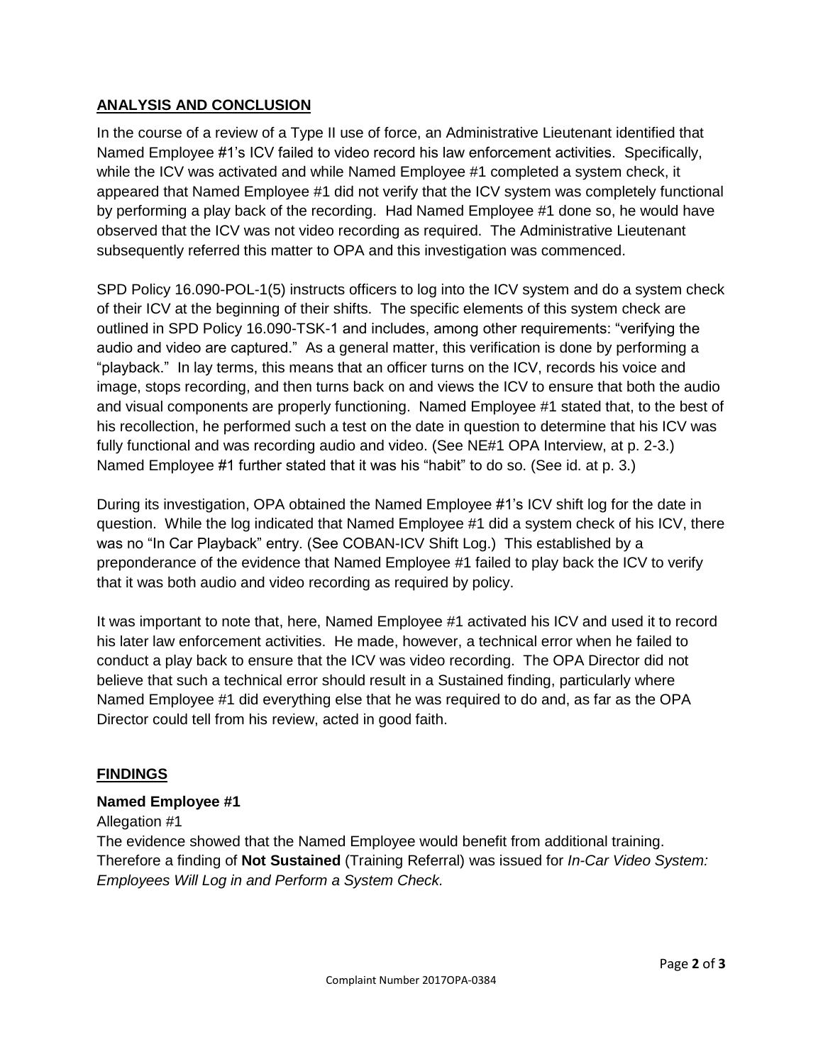## ANALYSIS AND CONCLUSION

In the course of a review of a Type II use of force, an Administrative Lieutenant identified that Named Employee #1's ICV failed to video record his law enforcement activities. Specifically, while the ICV was activated and while Named Employee #1 completed a system check, it appeared that Named Employee #1 did not verify that the ICV system was completely functional by performing a play back of the recording. Had Named Employee #1 done so, he would have observed that the ICV was not video recording as required. The Administrative Lieutenant subsequently referred this matter to OPA and this investigation was commenced.

SPD Policy 16.090-POL-1(5) instructs officers to log into the ICV system and do a system check of their ICV at the beginning of their shifts. The specific elements of this system check are outlined in SPD Policy 16.090-TSK-1 and includes, among other requirements: "verifying the audio and video are captured." As a general matter, this verification is done by performing a "playback." In lay terms, this means that an officer turns on the ICV, records his voice and image, stops recording, and then turns back on and views the ICV to ensure that both the audio and visual components are properly functioning. Named Employee #1 stated that, to the best of his recollection, he performed such a test on the date in question to determine that his ICV was fully functional and was recording audio and video. (See NE#1 OPA Interview, at p. 2-3.) Named Employee #1 further stated that it was his "habit" to do so. (See id. at p. 3.)

During its investigation, OPA obtained the Named Employee #1's ICV shift log for the date in question. While the log indicated that Named Employee #1 did a system check of his ICV, there was no "In Car Playback" entry. (See COBAN-ICV Shift Log.) This established by a preponderance of the evidence that Named Employee #1 failed to play back the ICV to verify that it was both audio and video recording as required by policy.

It was important to note that, here, Named Employee #1 activated his ICV and used it to record his later law enforcement activities. He made, however, a technical error when he failed to conduct a play back to ensure that the ICV was video recording. The OPA Director did not believe that such a technical error should result in a Sustained finding, particularly where Named Employee #1 did everything else that he was required to do and, as far as the OPA Director could tell from his review, acted in good faith.

## FINDINGS

**Named Employee #1**

Allegation #1

The evidence showed that the Named Employee would benefit from additional training. Therefore a finding of **Not Sustained** (Training Referral) was issued for *In-Car Video System: Employees Will Log in and Perform a System Check.*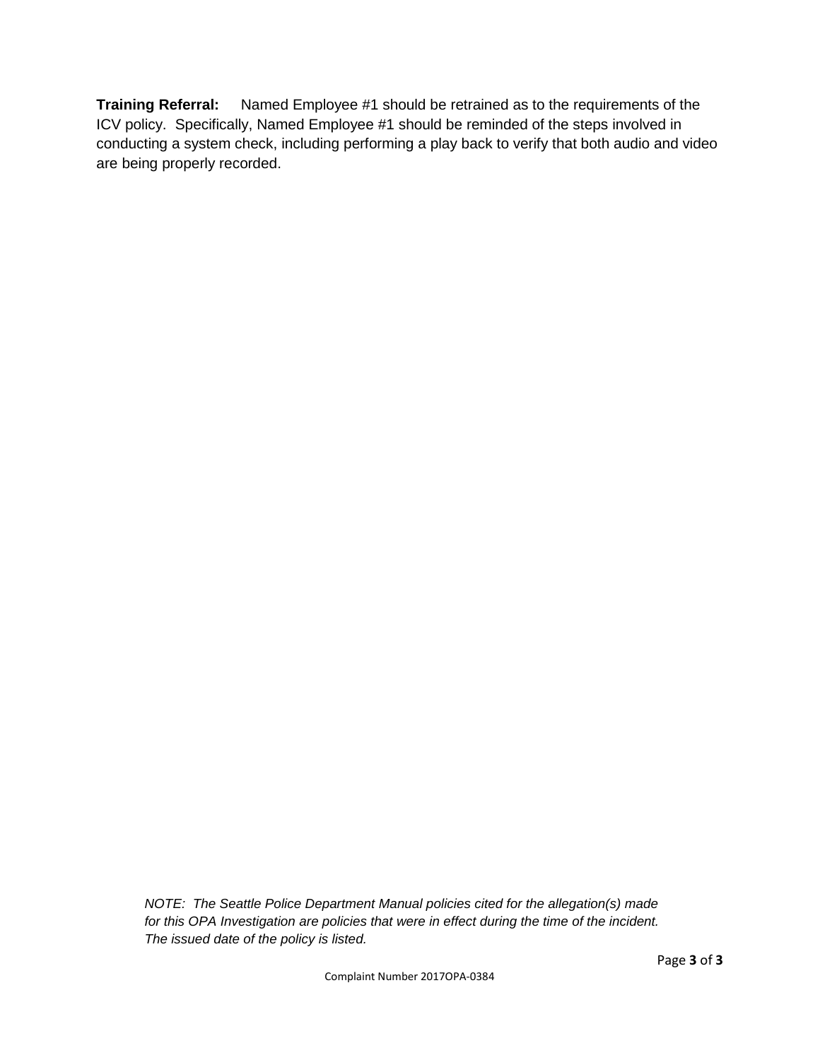**Training Referral:** Named Employee #1 should be retrained as to the requirements of the ICV policy. Specifically, Named Employee #1 should be reminded of the steps involved in conducting a system check, including performing a play back to verify that both audio and video are being properly recorded.

*NOTE: The Seattle Police Department Manual policies cited for the allegation(s) made for this OPA Investigation are policies that were in effect during the time of the incident. The issued date of the policy is listed.*